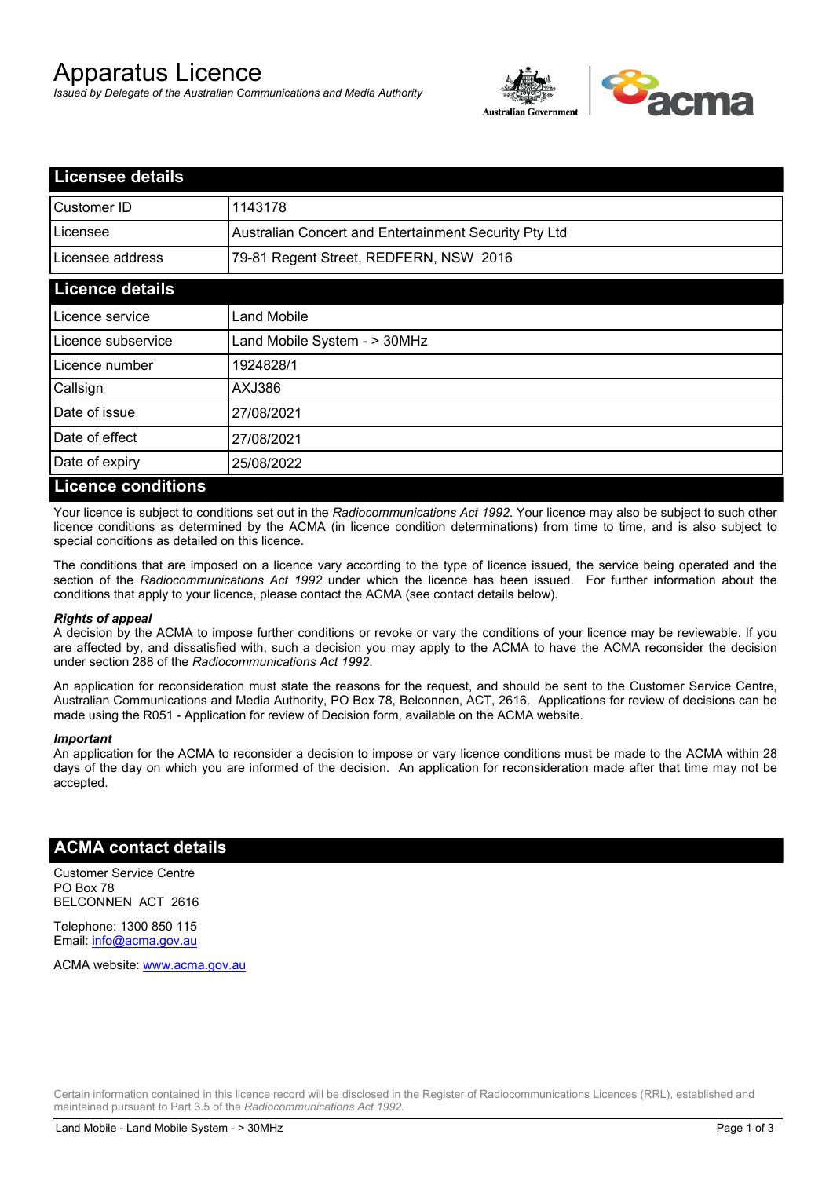# Apparatus Licence

*Issued by Delegate of the Australian Communications and Media Authority*

## Licensee details

| | |
|---|---|
| Customer ID | 1143178 |
| Licensee | Australian Concert and Entertainment Security Pty Ltd |
| Licensee address | 79-81 Regent Street, REDFERN, NSW 2016 |

## Licence details

| | |
|---|---|
| Licence service | Land Mobile |
| Licence subservice | Land Mobile System - > 30MHz |
| Licence number | 1924828/1 |
| Callsign | AXJ386 |
| Date of issue | 27/08/2021 |
| Date of effect | 27/08/2021 |
| Date of expiry | 25/08/2022 |

## Licence conditions

Your licence is subject to conditions set out in the *Radiocommunications Act 1992*. Your licence may also be subject to such other licence conditions as determined by the ACMA (in licence condition determinations) from time to time, and is also subject to special conditions as detailed on this licence.

The conditions that are imposed on a licence vary according to the type of licence issued, the service being operated and the section of the *Radiocommunications Act 1992* under which the licence has been issued. For further information about the conditions that apply to your licence, please contact the ACMA (see contact details below).

***Rights of appeal***

A decision by the ACMA to impose further conditions or revoke or vary the conditions of your licence may be reviewable. If you are affected by, and dissatisfied with, such a decision you may apply to the ACMA to have the ACMA reconsider the decision under section 288 of the *Radiocommunications Act 1992*.

An application for reconsideration must state the reasons for the request, and should be sent to the Customer Service Centre, Australian Communications and Media Authority, PO Box 78, Belconnen, ACT, 2616. Applications for review of decisions can be made using the R051 - Application for review of Decision form, available on the ACMA website.

***Important***

An application for the ACMA to reconsider a decision to impose or vary licence conditions must be made to the ACMA within 28 days of the day on which you are informed of the decision. An application for reconsideration made after that time may not be accepted.

## ACMA contact details

Customer Service Centre
PO Box 78
BELCONNEN ACT 2616

Telephone: 1300 850 115
Email: info@acma.gov.au

ACMA website: www.acma.gov.au

Certain information contained in this licence record will be disclosed in the Register of Radiocommunications Licences (RRL), established and maintained pursuant to Part 3.5 of the *Radiocommunications Act 1992.*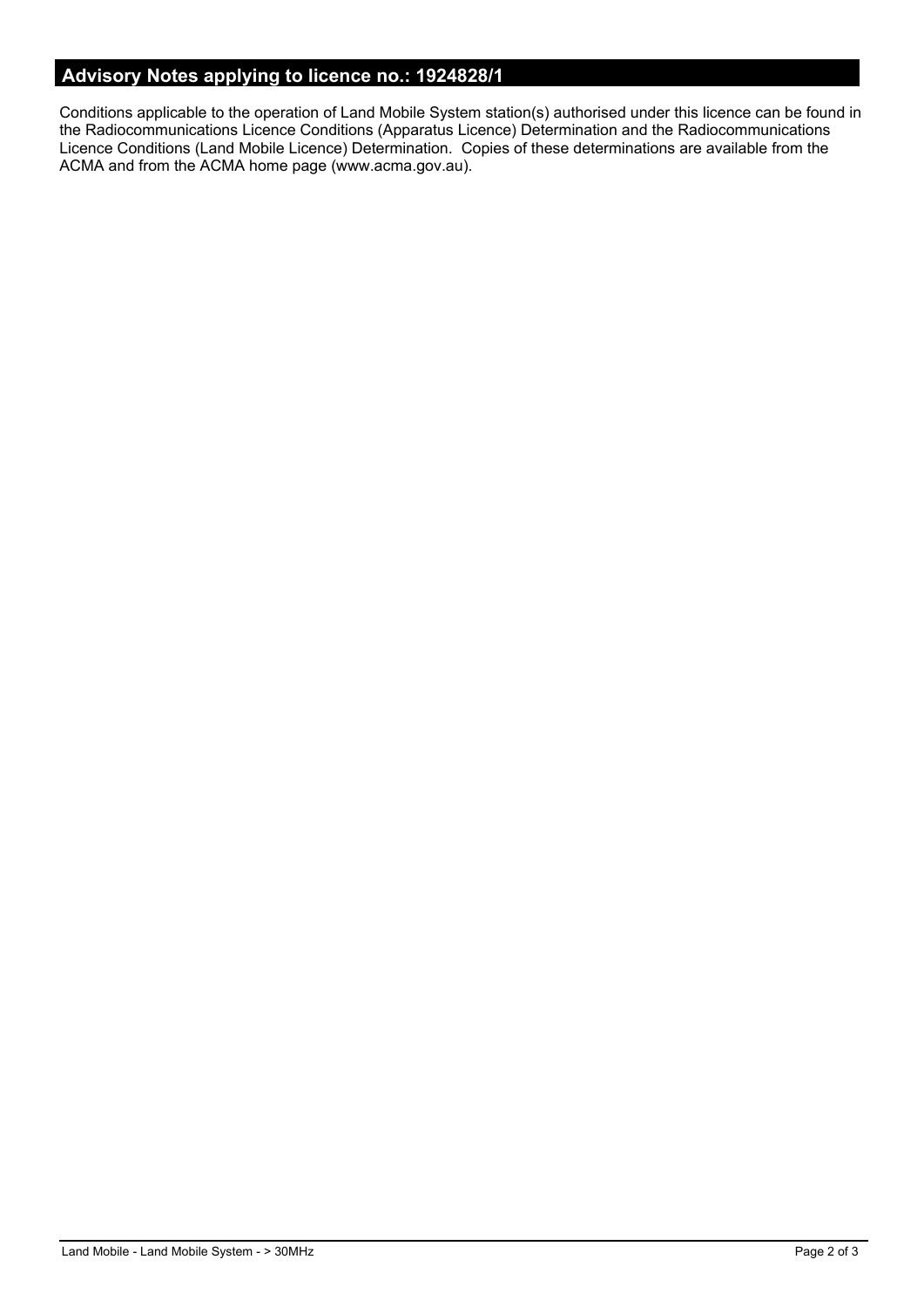## Advisory Notes applying to licence no.: 1924828/1

Conditions applicable to the operation of Land Mobile System station(s) authorised under this licence can be found in the Radiocommunications Licence Conditions (Apparatus Licence) Determination and the Radiocommunications Licence Conditions (Land Mobile Licence) Determination. Copies of these determinations are available from the ACMA and from the ACMA home page (www.acma.gov.au).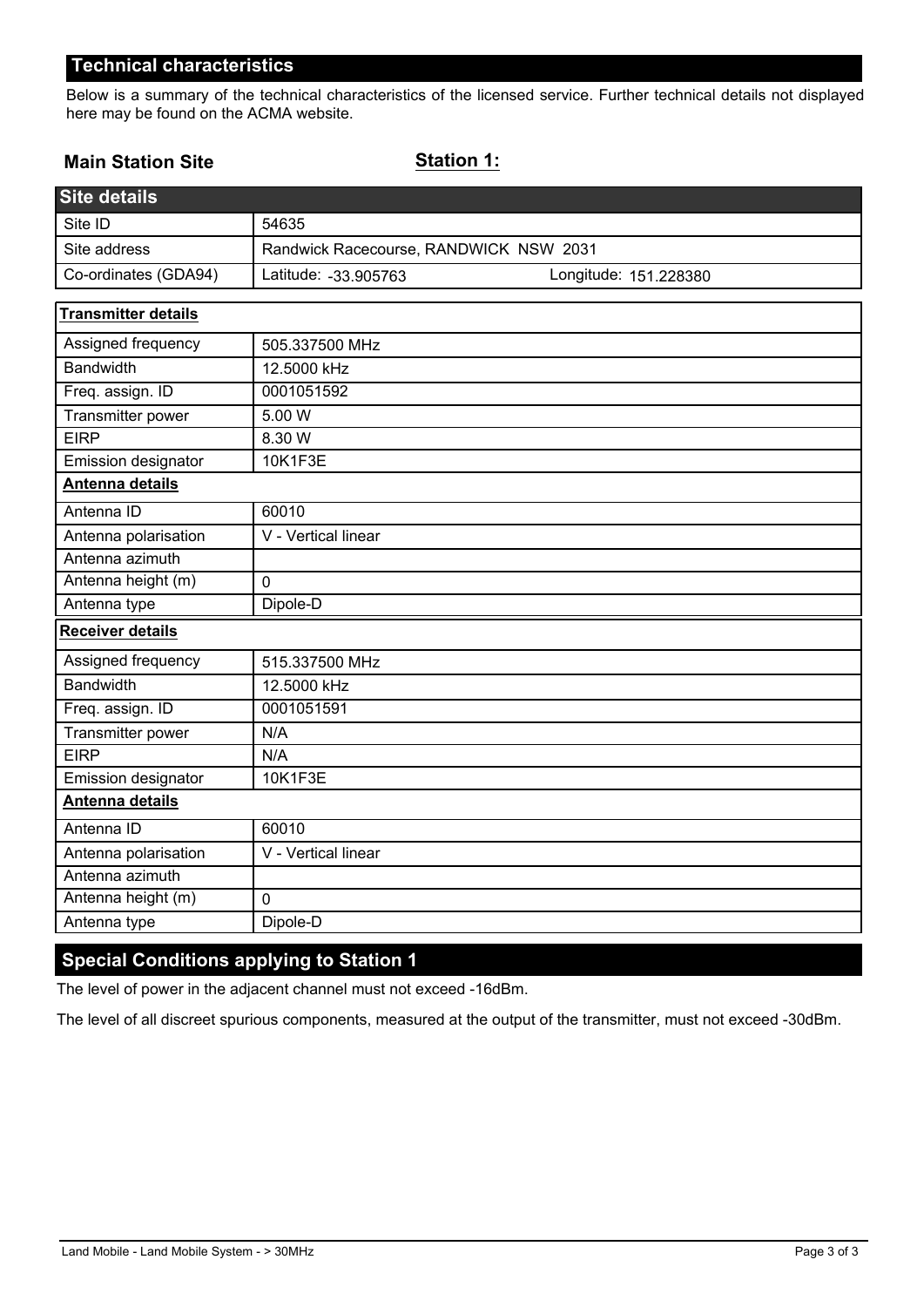## Technical characteristics

Below is a summary of the technical characteristics of the licensed service. Further technical details not displayed here may be found on the ACMA website.

**Main Station Site** **Station 1:**

| Site details | |
|---|---|
| Site ID | 54635 |
| Site address | Randwick Racecourse, RANDWICK NSW 2031 |
| Co-ordinates (GDA94) | Latitude: -33.905763 Longitude: 151.228380 |

| Transmitter details | |
|---|---|
| Assigned frequency | 505.337500 MHz |
| Bandwidth | 12.5000 kHz |
| Freq. assign. ID | 0001051592 |
| Transmitter power | 5.00 W |
| EIRP | 8.30 W |
| Emission designator | 10K1F3E |
| **Antenna details** | |
| Antenna ID | 60010 |
| Antenna polarisation | V - Vertical linear |
| Antenna azimuth | |
| Antenna height (m) | 0 |
| Antenna type | Dipole-D |

| Receiver details | |
|---|---|
| Assigned frequency | 515.337500 MHz |
| Bandwidth | 12.5000 kHz |
| Freq. assign. ID | 0001051591 |
| Transmitter power | N/A |
| EIRP | N/A |
| Emission designator | 10K1F3E |
| **Antenna details** | |
| Antenna ID | 60010 |
| Antenna polarisation | V - Vertical linear |
| Antenna azimuth | |
| Antenna height (m) | 0 |
| Antenna type | Dipole-D |

## Special Conditions applying to Station 1

The level of power in the adjacent channel must not exceed -16dBm.

The level of all discreet spurious components, measured at the output of the transmitter, must not exceed -30dBm.